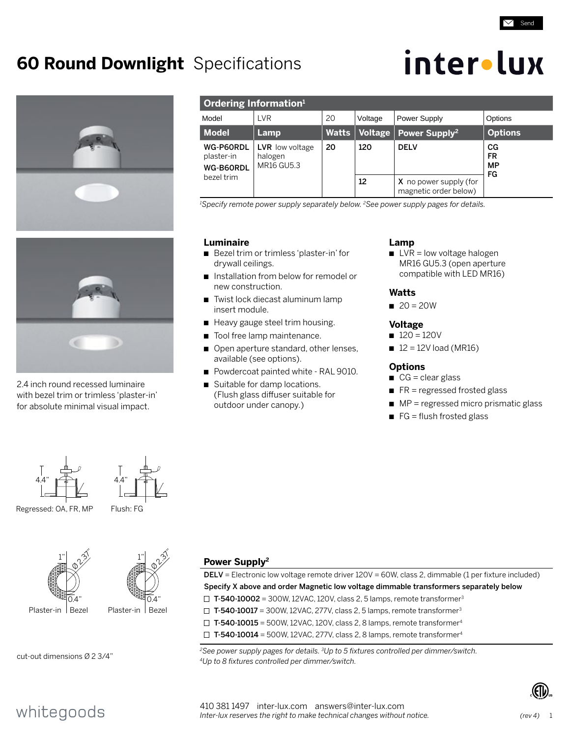# 60 Round Downlight Specifications

inter•lux

## Ordering Information[1]

| Model | LVR | 20 | Voltage | Power Supply | Options |
|---|---|---|---|---|---|
| **Model** | **Lamp** | **Watts** | **Voltage** | **Power Supply[2]** | **Options** |
| **WG-P60RDL** plaster-in **WG-B60RDL** bezel trim | **LVR** low voltage halogen MR16 GU5.3 | **20** | **120** | **DELV** | **CG** **FR** **MP** **FG** |
| | | | **12** | **X** no power supply (for magnetic order below) | |

*[1]Specify remote power supply separately below. [2]See power supply pages for details.*

2.4 inch round recessed luminaire with bezel trim or trimless 'plaster-in' for absolute minimal visual impact.

### Luminaire

- Bezel trim or trimless 'plaster-in' for drywall ceilings.
- Installation from below for remodel or new construction.
- Twist lock diecast aluminum lamp insert module.
- Heavy gauge steel trim housing.
- Tool free lamp maintenance.
- Open aperture standard, other lenses, available (see options).
- Powdercoat painted white - RAL 9010.
- Suitable for damp locations. (Flush glass diffuser suitable for outdoor under canopy.)

### Lamp

- LVR = low voltage halogen MR16 GU5.3 (open aperture compatible with LED MR16)

### Watts

- 20 = 20W

### Voltage

- 120 = 120V
- 12 = 12V load (MR16)

### Options

- CG = clear glass
- FR = regressed frosted glass
- MP = regressed micro prismatic glass
- FG = flush frosted glass

4.4" Regressed: OA, FR, MP

4.4" Flush: FG

1" Ø 2.37" 0.4" Plaster-in | Bezel

1" Ø 2.37" 0.4" Plaster-in | Bezel

cut-out dimensions Ø 2 3/4"

### Power Supply[2]

**DELV** = Electronic low voltage remote driver 120V = 60W, class 2, dimmable (1 per fixture included)

**Specify X above and order Magnetic low voltage dimmable transformers separately below**

- ☐ **T-540-10002** = 300W, 12VAC, 120V, class 2, 5 lamps, remote transformer[3]
- ☐ **T-540-10017** = 300W, 12VAC, 277V, class 2, 5 lamps, remote transformer[3]
- ☐ **T-540-10015** = 500W, 12VAC, 120V, class 2, 8 lamps, remote transformer[4]
- ☐ **T-540-10014** = 500W, 12VAC, 277V, class 2, 8 lamps, remote transformer[4]

*[2]See power supply pages for details. [3]Up to 5 fixtures controlled per dimmer/switch. [4]Up to 8 fixtures controlled per dimmer/switch.*

whitegoods

410 381 1497 inter-lux.com answers@inter-lux.com

*Inter-lux reserves the right to make technical changes without notice.*

*(rev 4)*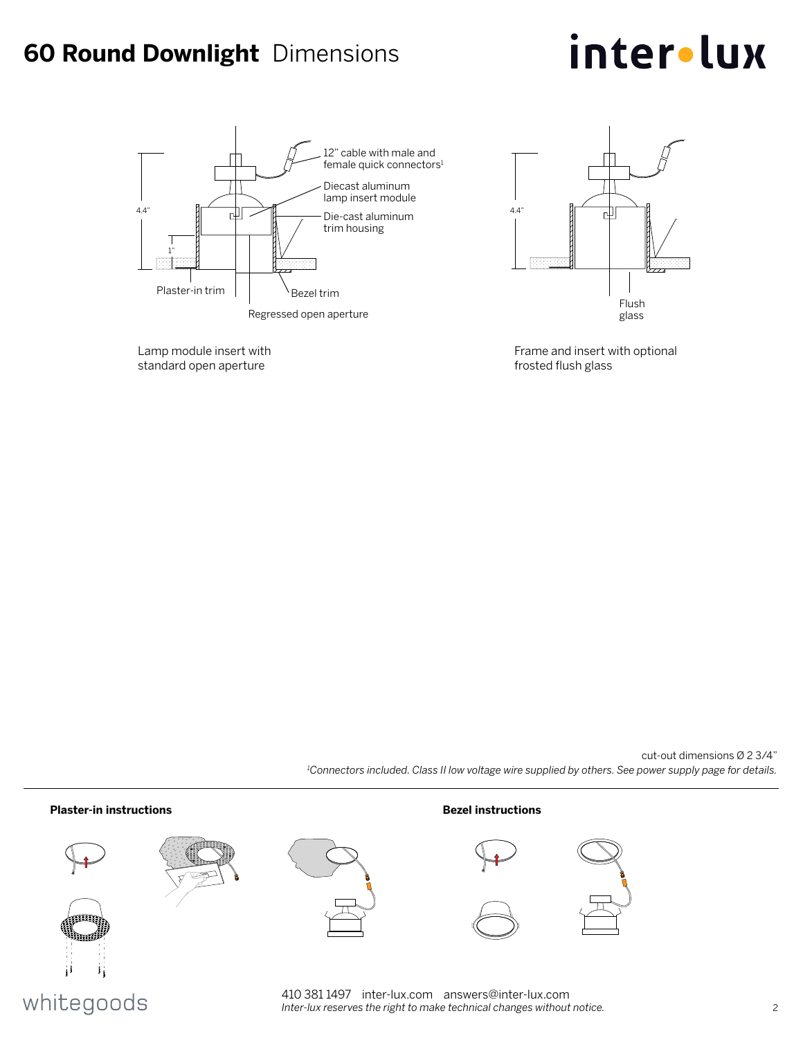# **60 Round Downlight** Dimensions

inter•lux

12" cable with male and female quick connectors[1]

Diecast aluminum lamp insert module

Die-cast aluminum trim housing

4.4"

1"

Plaster-in trim

Bezel trim

Regressed open aperture

Lamp module insert with standard open aperture

4.4"

Flush glass

Frame and insert with optional frosted flush glass

cut-out dimensions Ø 2 3/4"

*[1]Connectors included. Class II low voltage wire supplied by others. See power supply page for details.*

**Plaster-in instructions**

**Bezel instructions**

whitegoods

410 381 1497 inter-lux.com answers@inter-lux.com

*Inter-lux reserves the right to make technical changes without notice.*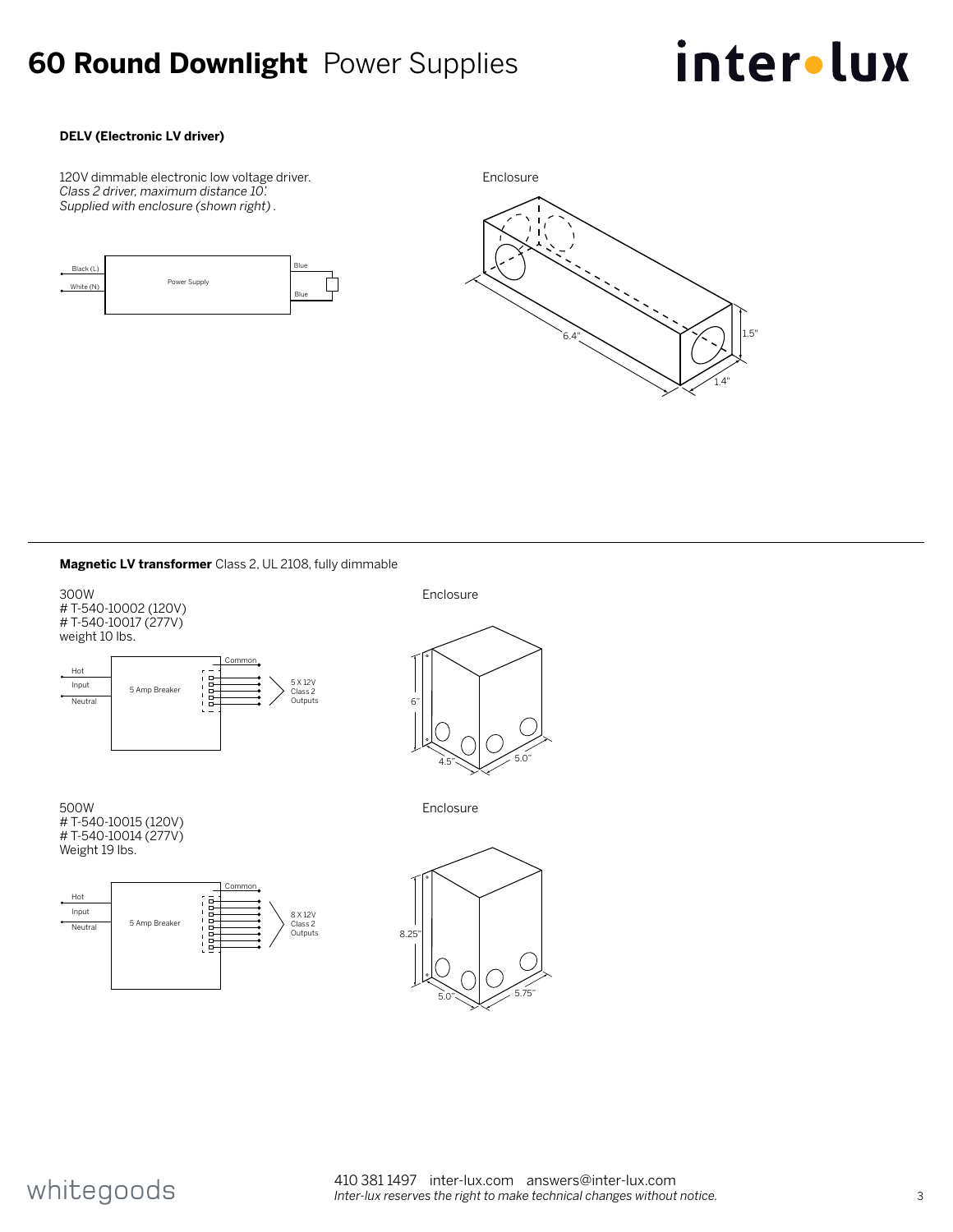# 60 Round Downlight Power Supplies

**DELV (Electronic LV driver)**

120V dimmable electronic low voltage driver.
*Class 2 driver, maximum distance 10'.*
*Supplied with enclosure (shown right).*

Black (L)
White (N)
Power Supply
Blue
Blue

Enclosure

6.4"
1.5"
1.4"

---

**Magnetic LV transformer** Class 2, UL 2108, fully dimmable

300W
# T-540-10002 (120V)
# T-540-10017 (277V)
weight 10 lbs.

Hot
Input
Neutral
5 Amp Breaker
Common
5 X 12V Class 2 Outputs

Enclosure

6"
4.5"
5.0"

500W
# T-540-10015 (120V)
# T-540-10014 (277V)
Weight 19 lbs.

Hot
Input
Neutral
5 Amp Breaker
Common
8 X 12V Class 2 Outputs

Enclosure

8.25"
5.0"
5.75"

whitegoods

410 381 1497 inter-lux.com answers@inter-lux.com
*Inter-lux reserves the right to make technical changes without notice.*